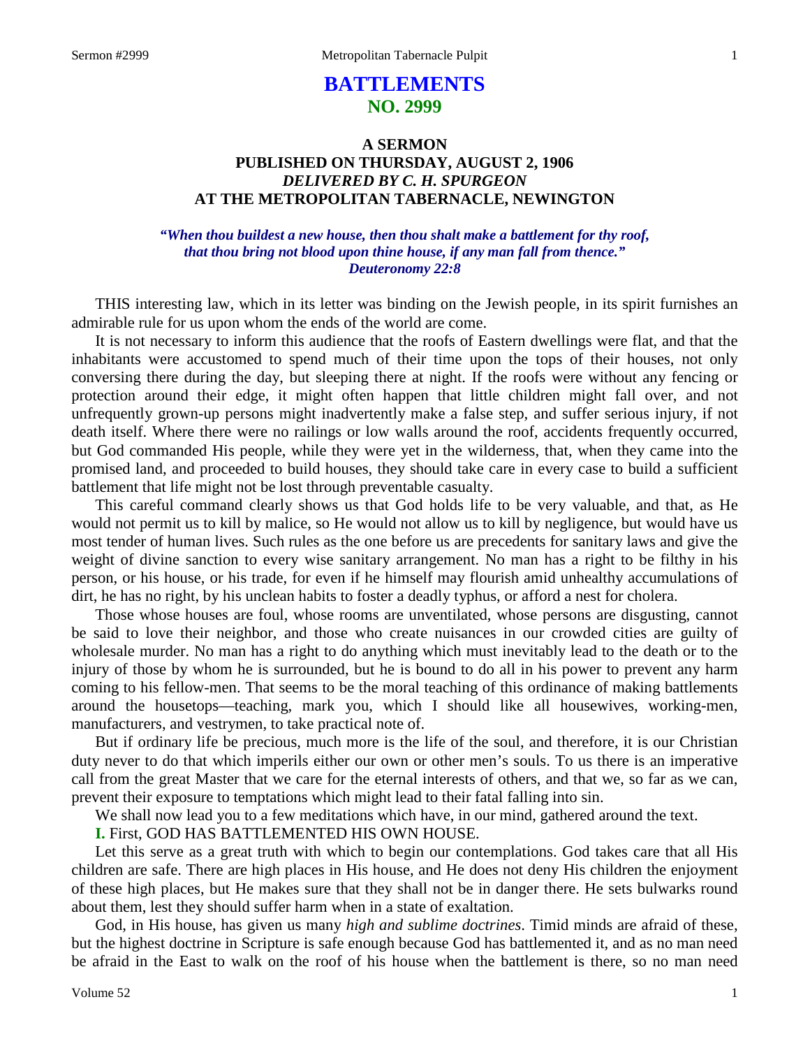# BATTLEMENTS
## NO. 2999

### A SERMON
### PUBLISHED ON THURSDAY, AUGUST 2, 1906
### *DELIVERED BY C. H. SPURGEON*
### AT THE METROPOLITAN TABERNACLE, NEWINGTON

***"When thou buildest a new house, then thou shalt make a battlement for thy roof, that thou bring not blood upon thine house, if any man fall from thence." Deuteronomy 22:8***

THIS interesting law, which in its letter was binding on the Jewish people, in its spirit furnishes an admirable rule for us upon whom the ends of the world are come.

It is not necessary to inform this audience that the roofs of Eastern dwellings were flat, and that the inhabitants were accustomed to spend much of their time upon the tops of their houses, not only conversing there during the day, but sleeping there at night. If the roofs were without any fencing or protection around their edge, it might often happen that little children might fall over, and not unfrequently grown-up persons might inadvertently make a false step, and suffer serious injury, if not death itself. Where there were no railings or low walls around the roof, accidents frequently occurred, but God commanded His people, while they were yet in the wilderness, that, when they came into the promised land, and proceeded to build houses, they should take care in every case to build a sufficient battlement that life might not be lost through preventable casualty.

This careful command clearly shows us that God holds life to be very valuable, and that, as He would not permit us to kill by malice, so He would not allow us to kill by negligence, but would have us most tender of human lives. Such rules as the one before us are precedents for sanitary laws and give the weight of divine sanction to every wise sanitary arrangement. No man has a right to be filthy in his person, or his house, or his trade, for even if he himself may flourish amid unhealthy accumulations of dirt, he has no right, by his unclean habits to foster a deadly typhus, or afford a nest for cholera.

Those whose houses are foul, whose rooms are unventilated, whose persons are disgusting, cannot be said to love their neighbor, and those who create nuisances in our crowded cities are guilty of wholesale murder. No man has a right to do anything which must inevitably lead to the death or to the injury of those by whom he is surrounded, but he is bound to do all in his power to prevent any harm coming to his fellow-men. That seems to be the moral teaching of this ordinance of making battlements around the housetops—teaching, mark you, which I should like all housewives, working-men, manufacturers, and vestrymen, to take practical note of.

But if ordinary life be precious, much more is the life of the soul, and therefore, it is our Christian duty never to do that which imperils either our own or other men's souls. To us there is an imperative call from the great Master that we care for the eternal interests of others, and that we, so far as we can, prevent their exposure to temptations which might lead to their fatal falling into sin.

We shall now lead you to a few meditations which have, in our mind, gathered around the text.

**I.** First, GOD HAS BATTLEMENTED HIS OWN HOUSE.

Let this serve as a great truth with which to begin our contemplations. God takes care that all His children are safe. There are high places in His house, and He does not deny His children the enjoyment of these high places, but He makes sure that they shall not be in danger there. He sets bulwarks round about them, lest they should suffer harm when in a state of exaltation.

God, in His house, has given us many *high and sublime doctrines*. Timid minds are afraid of these, but the highest doctrine in Scripture is safe enough because God has battlemented it, and as no man need be afraid in the East to walk on the roof of his house when the battlement is there, so no man need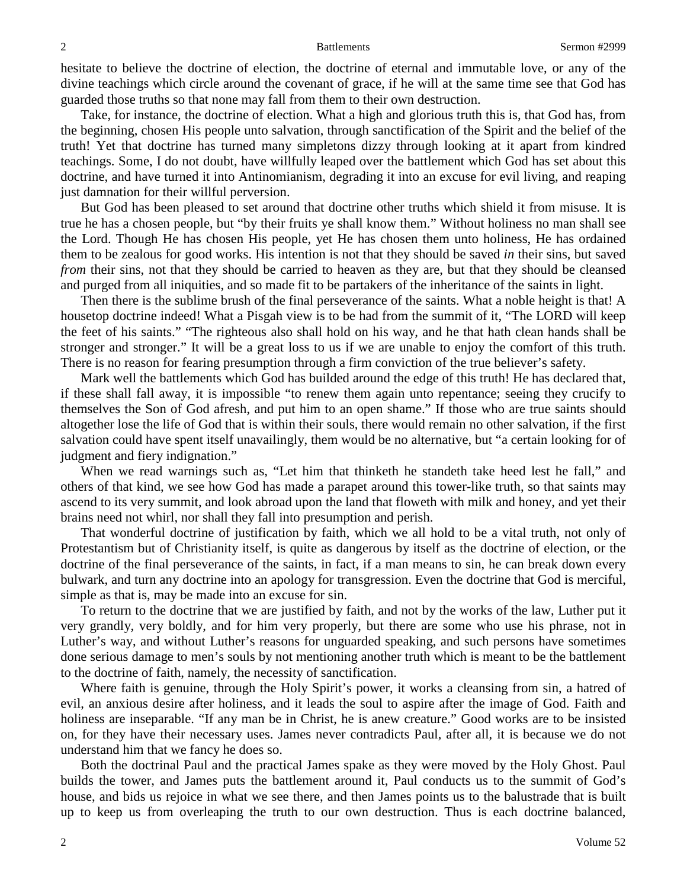hesitate to believe the doctrine of election, the doctrine of eternal and immutable love, or any of the divine teachings which circle around the covenant of grace, if he will at the same time see that God has guarded those truths so that none may fall from them to their own destruction.

Take, for instance, the doctrine of election. What a high and glorious truth this is, that God has, from the beginning, chosen His people unto salvation, through sanctification of the Spirit and the belief of the truth! Yet that doctrine has turned many simpletons dizzy through looking at it apart from kindred teachings. Some, I do not doubt, have willfully leaped over the battlement which God has set about this doctrine, and have turned it into Antinomianism, degrading it into an excuse for evil living, and reaping just damnation for their willful perversion.

But God has been pleased to set around that doctrine other truths which shield it from misuse. It is true he has a chosen people, but "by their fruits ye shall know them." Without holiness no man shall see the Lord. Though He has chosen His people, yet He has chosen them unto holiness, He has ordained them to be zealous for good works. His intention is not that they should be saved *in* their sins, but saved *from* their sins, not that they should be carried to heaven as they are, but that they should be cleansed and purged from all iniquities, and so made fit to be partakers of the inheritance of the saints in light.

Then there is the sublime brush of the final perseverance of the saints. What a noble height is that! A housetop doctrine indeed! What a Pisgah view is to be had from the summit of it, "The LORD will keep the feet of his saints." "The righteous also shall hold on his way, and he that hath clean hands shall be stronger and stronger." It will be a great loss to us if we are unable to enjoy the comfort of this truth. There is no reason for fearing presumption through a firm conviction of the true believer's safety.

Mark well the battlements which God has builded around the edge of this truth! He has declared that, if these shall fall away, it is impossible "to renew them again unto repentance; seeing they crucify to themselves the Son of God afresh, and put him to an open shame." If those who are true saints should altogether lose the life of God that is within their souls, there would remain no other salvation, if the first salvation could have spent itself unavailingly, them would be no alternative, but "a certain looking for of judgment and fiery indignation."

When we read warnings such as, "Let him that thinketh he standeth take heed lest he fall," and others of that kind, we see how God has made a parapet around this tower-like truth, so that saints may ascend to its very summit, and look abroad upon the land that floweth with milk and honey, and yet their brains need not whirl, nor shall they fall into presumption and perish.

That wonderful doctrine of justification by faith, which we all hold to be a vital truth, not only of Protestantism but of Christianity itself, is quite as dangerous by itself as the doctrine of election, or the doctrine of the final perseverance of the saints, in fact, if a man means to sin, he can break down every bulwark, and turn any doctrine into an apology for transgression. Even the doctrine that God is merciful, simple as that is, may be made into an excuse for sin.

To return to the doctrine that we are justified by faith, and not by the works of the law, Luther put it very grandly, very boldly, and for him very properly, but there are some who use his phrase, not in Luther's way, and without Luther's reasons for unguarded speaking, and such persons have sometimes done serious damage to men's souls by not mentioning another truth which is meant to be the battlement to the doctrine of faith, namely, the necessity of sanctification.

Where faith is genuine, through the Holy Spirit's power, it works a cleansing from sin, a hatred of evil, an anxious desire after holiness, and it leads the soul to aspire after the image of God. Faith and holiness are inseparable. "If any man be in Christ, he is anew creature." Good works are to be insisted on, for they have their necessary uses. James never contradicts Paul, after all, it is because we do not understand him that we fancy he does so.

Both the doctrinal Paul and the practical James spake as they were moved by the Holy Ghost. Paul builds the tower, and James puts the battlement around it, Paul conducts us to the summit of God's house, and bids us rejoice in what we see there, and then James points us to the balustrade that is built up to keep us from overleaping the truth to our own destruction. Thus is each doctrine balanced,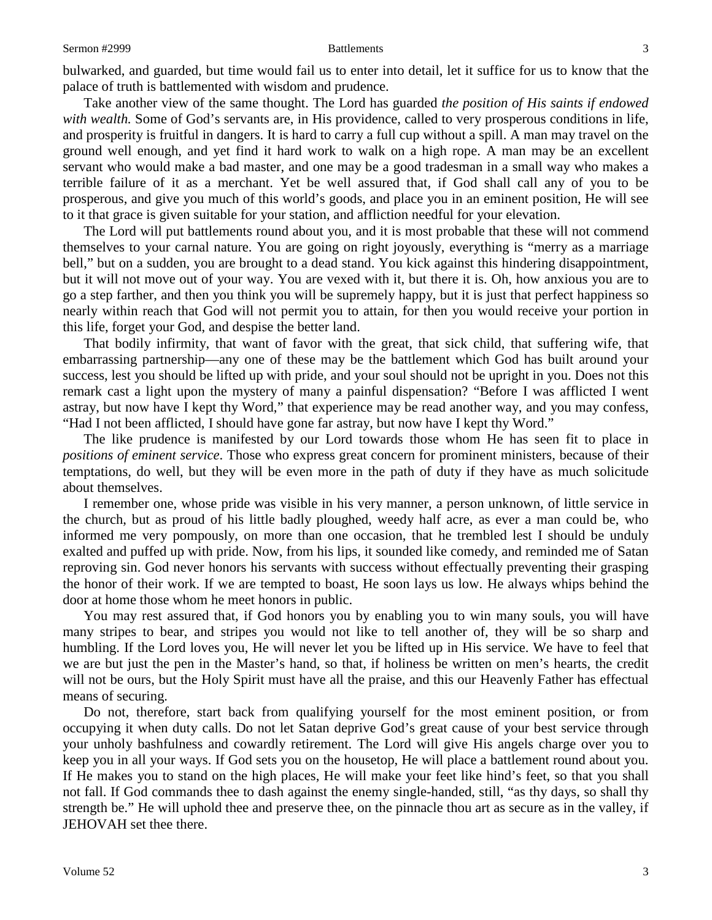bulwarked, and guarded, but time would fail us to enter into detail, let it suffice for us to know that the palace of truth is battlemented with wisdom and prudence.

Take another view of the same thought. The Lord has guarded *the position of His saints if endowed with wealth.* Some of God's servants are, in His providence, called to very prosperous conditions in life, and prosperity is fruitful in dangers. It is hard to carry a full cup without a spill. A man may travel on the ground well enough, and yet find it hard work to walk on a high rope. A man may be an excellent servant who would make a bad master, and one may be a good tradesman in a small way who makes a terrible failure of it as a merchant. Yet be well assured that, if God shall call any of you to be prosperous, and give you much of this world's goods, and place you in an eminent position, He will see to it that grace is given suitable for your station, and affliction needful for your elevation.

The Lord will put battlements round about you, and it is most probable that these will not commend themselves to your carnal nature. You are going on right joyously, everything is "merry as a marriage bell," but on a sudden, you are brought to a dead stand. You kick against this hindering disappointment, but it will not move out of your way. You are vexed with it, but there it is. Oh, how anxious you are to go a step farther, and then you think you will be supremely happy, but it is just that perfect happiness so nearly within reach that God will not permit you to attain, for then you would receive your portion in this life, forget your God, and despise the better land.

That bodily infirmity, that want of favor with the great, that sick child, that suffering wife, that embarrassing partnership—any one of these may be the battlement which God has built around your success, lest you should be lifted up with pride, and your soul should not be upright in you. Does not this remark cast a light upon the mystery of many a painful dispensation? "Before I was afflicted I went astray, but now have I kept thy Word," that experience may be read another way, and you may confess, "Had I not been afflicted, I should have gone far astray, but now have I kept thy Word."

The like prudence is manifested by our Lord towards those whom He has seen fit to place in *positions of eminent service*. Those who express great concern for prominent ministers, because of their temptations, do well, but they will be even more in the path of duty if they have as much solicitude about themselves.

I remember one, whose pride was visible in his very manner, a person unknown, of little service in the church, but as proud of his little badly ploughed, weedy half acre, as ever a man could be, who informed me very pompously, on more than one occasion, that he trembled lest I should be unduly exalted and puffed up with pride. Now, from his lips, it sounded like comedy, and reminded me of Satan reproving sin. God never honors his servants with success without effectually preventing their grasping the honor of their work. If we are tempted to boast, He soon lays us low. He always whips behind the door at home those whom he meet honors in public.

You may rest assured that, if God honors you by enabling you to win many souls, you will have many stripes to bear, and stripes you would not like to tell another of, they will be so sharp and humbling. If the Lord loves you, He will never let you be lifted up in His service. We have to feel that we are but just the pen in the Master's hand, so that, if holiness be written on men's hearts, the credit will not be ours, but the Holy Spirit must have all the praise, and this our Heavenly Father has effectual means of securing.

Do not, therefore, start back from qualifying yourself for the most eminent position, or from occupying it when duty calls. Do not let Satan deprive God's great cause of your best service through your unholy bashfulness and cowardly retirement. The Lord will give His angels charge over you to keep you in all your ways. If God sets you on the housetop, He will place a battlement round about you. If He makes you to stand on the high places, He will make your feet like hind's feet, so that you shall not fall. If God commands thee to dash against the enemy single-handed, still, "as thy days, so shall thy strength be." He will uphold thee and preserve thee, on the pinnacle thou art as secure as in the valley, if JEHOVAH set thee there.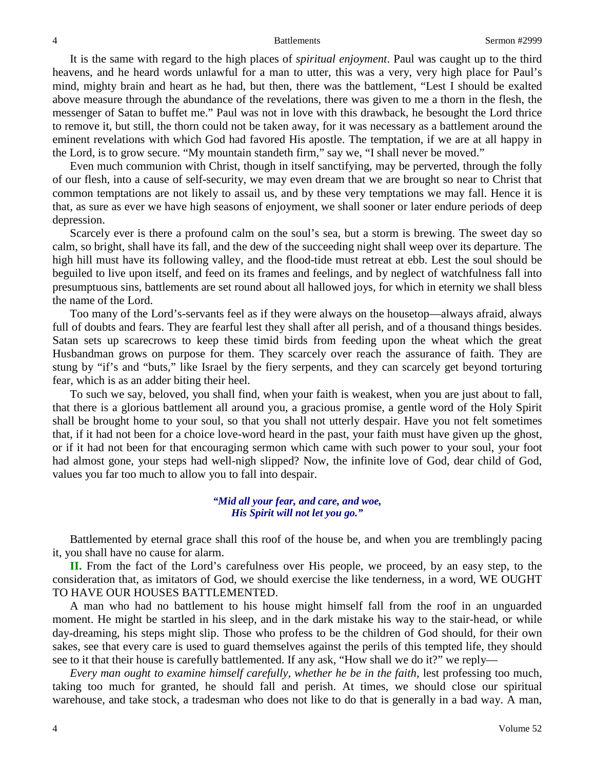It is the same with regard to the high places of *spiritual enjoyment*. Paul was caught up to the third heavens, and he heard words unlawful for a man to utter, this was a very, very high place for Paul's mind, mighty brain and heart as he had, but then, there was the battlement, "Lest I should be exalted above measure through the abundance of the revelations, there was given to me a thorn in the flesh, the messenger of Satan to buffet me." Paul was not in love with this drawback, he besought the Lord thrice to remove it, but still, the thorn could not be taken away, for it was necessary as a battlement around the eminent revelations with which God had favored His apostle. The temptation, if we are at all happy in the Lord, is to grow secure. "My mountain standeth firm," say we, "I shall never be moved."

Even much communion with Christ, though in itself sanctifying, may be perverted, through the folly of our flesh, into a cause of self-security, we may even dream that we are brought so near to Christ that common temptations are not likely to assail us, and by these very temptations we may fall. Hence it is that, as sure as ever we have high seasons of enjoyment, we shall sooner or later endure periods of deep depression.

Scarcely ever is there a profound calm on the soul's sea, but a storm is brewing. The sweet day so calm, so bright, shall have its fall, and the dew of the succeeding night shall weep over its departure. The high hill must have its following valley, and the flood-tide must retreat at ebb. Lest the soul should be beguiled to live upon itself, and feed on its frames and feelings, and by neglect of watchfulness fall into presumptuous sins, battlements are set round about all hallowed joys, for which in eternity we shall bless the name of the Lord.

Too many of the Lord's-servants feel as if they were always on the housetop—always afraid, always full of doubts and fears. They are fearful lest they shall after all perish, and of a thousand things besides. Satan sets up scarecrows to keep these timid birds from feeding upon the wheat which the great Husbandman grows on purpose for them. They scarcely over reach the assurance of faith. They are stung by "if's and "buts," like Israel by the fiery serpents, and they can scarcely get beyond torturing fear, which is as an adder biting their heel.

To such we say, beloved, you shall find, when your faith is weakest, when you are just about to fall, that there is a glorious battlement all around you, a gracious promise, a gentle word of the Holy Spirit shall be brought home to your soul, so that you shall not utterly despair. Have you not felt sometimes that, if it had not been for a choice love-word heard in the past, your faith must have given up the ghost, or if it had not been for that encouraging sermon which came with such power to your soul, your foot had almost gone, your steps had well-nigh slipped? Now, the infinite love of God, dear child of God, values you far too much to allow you to fall into despair.

> ***"Mid all your fear, and care, and woe,***
> ***His Spirit will not let you go."***

Battlemented by eternal grace shall this roof of the house be, and when you are tremblingly pacing it, you shall have no cause for alarm.

**II.** From the fact of the Lord's carefulness over His people, we proceed, by an easy step, to the consideration that, as imitators of God, we should exercise the like tenderness, in a word, WE OUGHT TO HAVE OUR HOUSES BATTLEMENTED.

A man who had no battlement to his house might himself fall from the roof in an unguarded moment. He might be startled in his sleep, and in the dark mistake his way to the stair-head, or while day-dreaming, his steps might slip. Those who profess to be the children of God should, for their own sakes, see that every care is used to guard themselves against the perils of this tempted life, they should see to it that their house is carefully battlemented. If any ask, "How shall we do it?" we reply—

*Every man ought to examine himself carefully, whether he be in the faith,* lest professing too much, taking too much for granted, he should fall and perish. At times, we should close our spiritual warehouse, and take stock, a tradesman who does not like to do that is generally in a bad way. A man,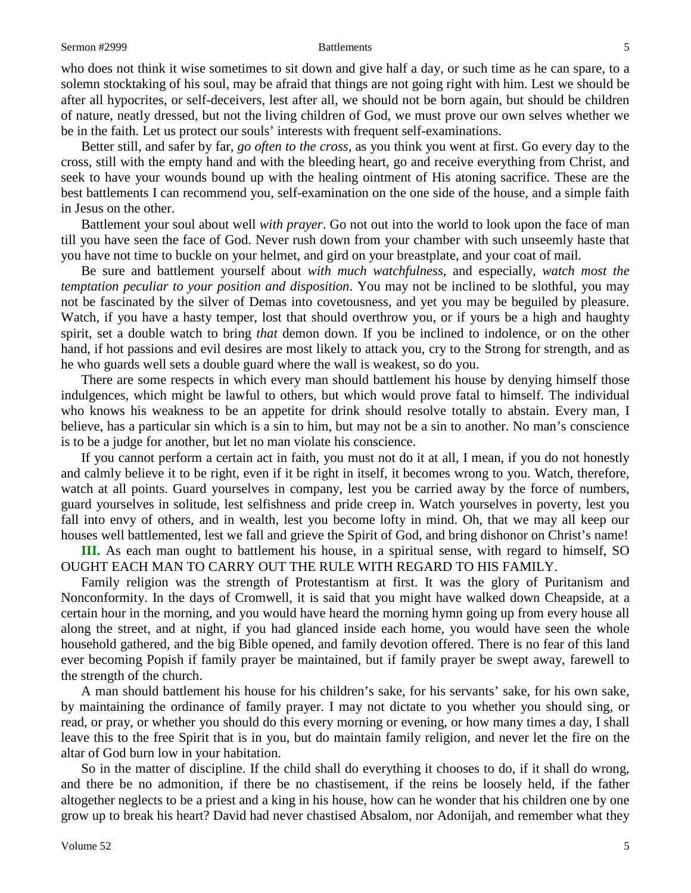who does not think it wise sometimes to sit down and give half a day, or such time as he can spare, to a solemn stocktaking of his soul, may be afraid that things are not going right with him. Lest we should be after all hypocrites, or self-deceivers, lest after all, we should not be born again, but should be children of nature, neatly dressed, but not the living children of God, we must prove our own selves whether we be in the faith. Let us protect our souls' interests with frequent self-examinations.

Better still, and safer by far, *go often to the cross*, as you think you went at first. Go every day to the cross, still with the empty hand and with the bleeding heart, go and receive everything from Christ, and seek to have your wounds bound up with the healing ointment of His atoning sacrifice. These are the best battlements I can recommend you, self-examination on the one side of the house, and a simple faith in Jesus on the other.

Battlement your soul about well *with prayer*. Go not out into the world to look upon the face of man till you have seen the face of God. Never rush down from your chamber with such unseemly haste that you have not time to buckle on your helmet, and gird on your breastplate, and your coat of mail.

Be sure and battlement yourself about *with much watchfulness*, and especially, *watch most the temptation peculiar to your position and disposition*. You may not be inclined to be slothful, you may not be fascinated by the silver of Demas into covetousness, and yet you may be beguiled by pleasure. Watch, if you have a hasty temper, lost that should overthrow you, or if yours be a high and haughty spirit, set a double watch to bring *that* demon down. If you be inclined to indolence, or on the other hand, if hot passions and evil desires are most likely to attack you, cry to the Strong for strength, and as he who guards well sets a double guard where the wall is weakest, so do you.

There are some respects in which every man should battlement his house by denying himself those indulgences, which might be lawful to others, but which would prove fatal to himself. The individual who knows his weakness to be an appetite for drink should resolve totally to abstain. Every man, I believe, has a particular sin which is a sin to him, but may not be a sin to another. No man's conscience is to be a judge for another, but let no man violate his conscience.

If you cannot perform a certain act in faith, you must not do it at all, I mean, if you do not honestly and calmly believe it to be right, even if it be right in itself, it becomes wrong to you. Watch, therefore, watch at all points. Guard yourselves in company, lest you be carried away by the force of numbers, guard yourselves in solitude, lest selfishness and pride creep in. Watch yourselves in poverty, lest you fall into envy of others, and in wealth, lest you become lofty in mind. Oh, that we may all keep our houses well battlemented, lest we fall and grieve the Spirit of God, and bring dishonor on Christ's name!

**III.** As each man ought to battlement his house, in a spiritual sense, with regard to himself, SO OUGHT EACH MAN TO CARRY OUT THE RULE WITH REGARD TO HIS FAMILY.

Family religion was the strength of Protestantism at first. It was the glory of Puritanism and Nonconformity. In the days of Cromwell, it is said that you might have walked down Cheapside, at a certain hour in the morning, and you would have heard the morning hymn going up from every house all along the street, and at night, if you had glanced inside each home, you would have seen the whole household gathered, and the big Bible opened, and family devotion offered. There is no fear of this land ever becoming Popish if family prayer be maintained, but if family prayer be swept away, farewell to the strength of the church.

A man should battlement his house for his children's sake, for his servants' sake, for his own sake, by maintaining the ordinance of family prayer. I may not dictate to you whether you should sing, or read, or pray, or whether you should do this every morning or evening, or how many times a day, I shall leave this to the free Spirit that is in you, but do maintain family religion, and never let the fire on the altar of God burn low in your habitation.

So in the matter of discipline. If the child shall do everything it chooses to do, if it shall do wrong, and there be no admonition, if there be no chastisement, if the reins be loosely held, if the father altogether neglects to be a priest and a king in his house, how can he wonder that his children one by one grow up to break his heart? David had never chastised Absalom, nor Adonijah, and remember what they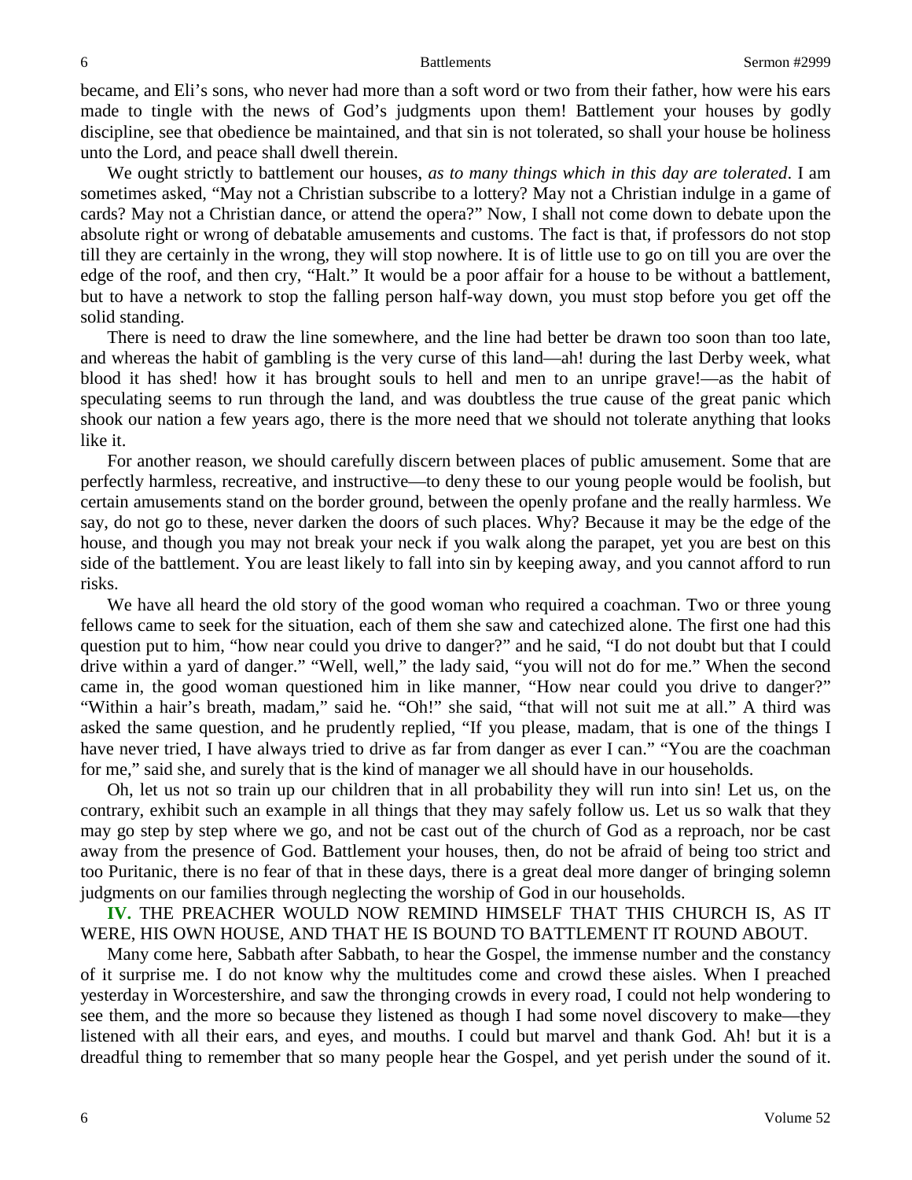became, and Eli's sons, who never had more than a soft word or two from their father, how were his ears made to tingle with the news of God's judgments upon them! Battlement your houses by godly discipline, see that obedience be maintained, and that sin is not tolerated, so shall your house be holiness unto the Lord, and peace shall dwell therein.

We ought strictly to battlement our houses, *as to many things which in this day are tolerated*. I am sometimes asked, "May not a Christian subscribe to a lottery? May not a Christian indulge in a game of cards? May not a Christian dance, or attend the opera?" Now, I shall not come down to debate upon the absolute right or wrong of debatable amusements and customs. The fact is that, if professors do not stop till they are certainly in the wrong, they will stop nowhere. It is of little use to go on till you are over the edge of the roof, and then cry, "Halt." It would be a poor affair for a house to be without a battlement, but to have a network to stop the falling person half-way down, you must stop before you get off the solid standing.

There is need to draw the line somewhere, and the line had better be drawn too soon than too late, and whereas the habit of gambling is the very curse of this land—ah! during the last Derby week, what blood it has shed! how it has brought souls to hell and men to an unripe grave!—as the habit of speculating seems to run through the land, and was doubtless the true cause of the great panic which shook our nation a few years ago, there is the more need that we should not tolerate anything that looks like it.

For another reason, we should carefully discern between places of public amusement. Some that are perfectly harmless, recreative, and instructive—to deny these to our young people would be foolish, but certain amusements stand on the border ground, between the openly profane and the really harmless. We say, do not go to these, never darken the doors of such places. Why? Because it may be the edge of the house, and though you may not break your neck if you walk along the parapet, yet you are best on this side of the battlement. You are least likely to fall into sin by keeping away, and you cannot afford to run risks.

We have all heard the old story of the good woman who required a coachman. Two or three young fellows came to seek for the situation, each of them she saw and catechized alone. The first one had this question put to him, "how near could you drive to danger?" and he said, "I do not doubt but that I could drive within a yard of danger." "Well, well," the lady said, "you will not do for me." When the second came in, the good woman questioned him in like manner, "How near could you drive to danger?" "Within a hair's breath, madam," said he. "Oh!" she said, "that will not suit me at all." A third was asked the same question, and he prudently replied, "If you please, madam, that is one of the things I have never tried, I have always tried to drive as far from danger as ever I can." "You are the coachman for me," said she, and surely that is the kind of manager we all should have in our households.

Oh, let us not so train up our children that in all probability they will run into sin! Let us, on the contrary, exhibit such an example in all things that they may safely follow us. Let us so walk that they may go step by step where we go, and not be cast out of the church of God as a reproach, nor be cast away from the presence of God. Battlement your houses, then, do not be afraid of being too strict and too Puritanic, there is no fear of that in these days, there is a great deal more danger of bringing solemn judgments on our families through neglecting the worship of God in our households.

**IV.** THE PREACHER WOULD NOW REMIND HIMSELF THAT THIS CHURCH IS, AS IT WERE, HIS OWN HOUSE, AND THAT HE IS BOUND TO BATTLEMENT IT ROUND ABOUT.

Many come here, Sabbath after Sabbath, to hear the Gospel, the immense number and the constancy of it surprise me. I do not know why the multitudes come and crowd these aisles. When I preached yesterday in Worcestershire, and saw the thronging crowds in every road, I could not help wondering to see them, and the more so because they listened as though I had some novel discovery to make—they listened with all their ears, and eyes, and mouths. I could but marvel and thank God. Ah! but it is a dreadful thing to remember that so many people hear the Gospel, and yet perish under the sound of it.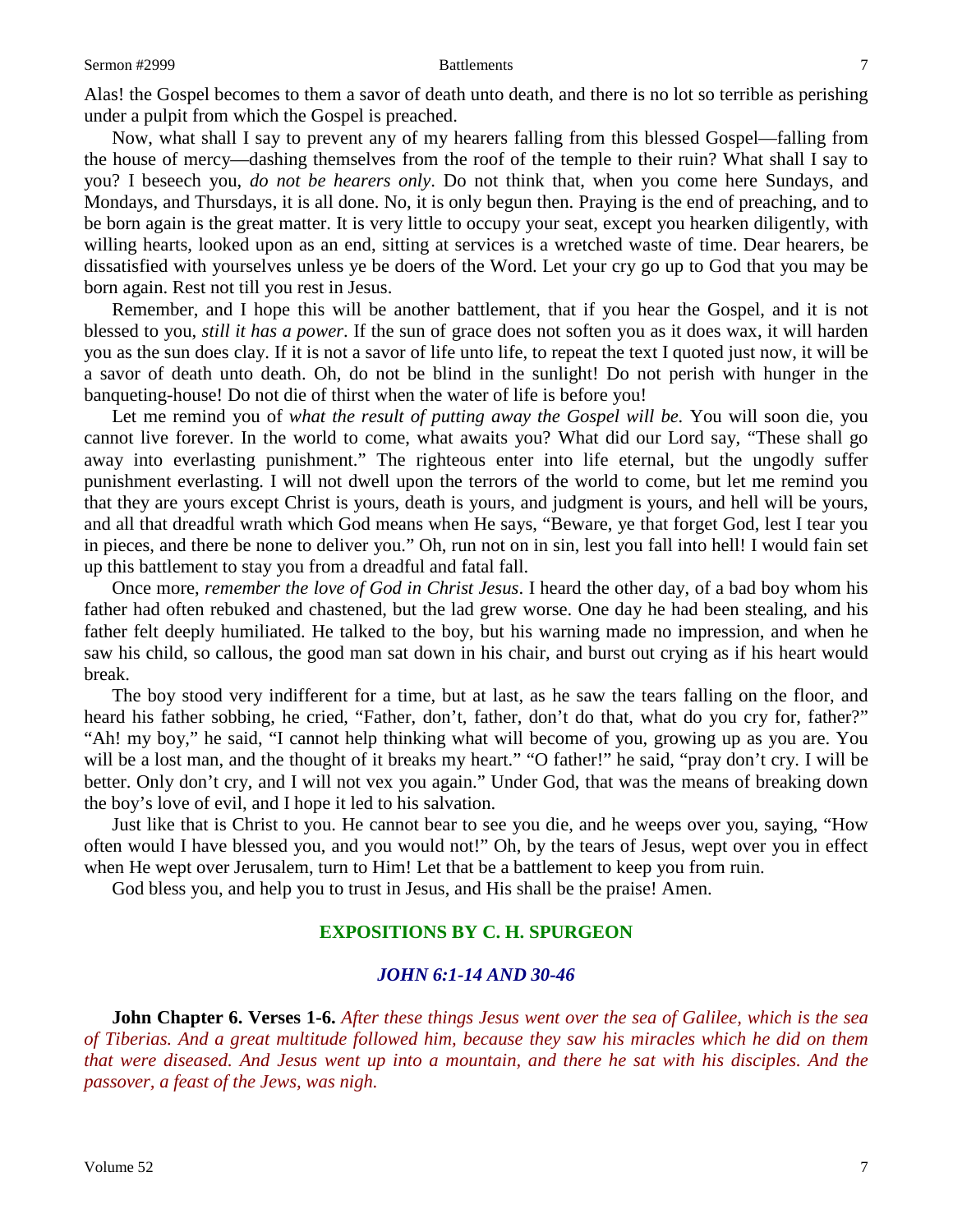Alas! the Gospel becomes to them a savor of death unto death, and there is no lot so terrible as perishing under a pulpit from which the Gospel is preached.

Now, what shall I say to prevent any of my hearers falling from this blessed Gospel—falling from the house of mercy—dashing themselves from the roof of the temple to their ruin? What shall I say to you? I beseech you, *do not be hearers only*. Do not think that, when you come here Sundays, and Mondays, and Thursdays, it is all done. No, it is only begun then. Praying is the end of preaching, and to be born again is the great matter. It is very little to occupy your seat, except you hearken diligently, with willing hearts, looked upon as an end, sitting at services is a wretched waste of time. Dear hearers, be dissatisfied with yourselves unless ye be doers of the Word. Let your cry go up to God that you may be born again. Rest not till you rest in Jesus.

Remember, and I hope this will be another battlement, that if you hear the Gospel, and it is not blessed to you, *still it has a power*. If the sun of grace does not soften you as it does wax, it will harden you as the sun does clay. If it is not a savor of life unto life, to repeat the text I quoted just now, it will be a savor of death unto death. Oh, do not be blind in the sunlight! Do not perish with hunger in the banqueting-house! Do not die of thirst when the water of life is before you!

Let me remind you of *what the result of putting away the Gospel will be*. You will soon die, you cannot live forever. In the world to come, what awaits you? What did our Lord say, "These shall go away into everlasting punishment." The righteous enter into life eternal, but the ungodly suffer punishment everlasting. I will not dwell upon the terrors of the world to come, but let me remind you that they are yours except Christ is yours, death is yours, and judgment is yours, and hell will be yours, and all that dreadful wrath which God means when He says, "Beware, ye that forget God, lest I tear you in pieces, and there be none to deliver you." Oh, run not on in sin, lest you fall into hell! I would fain set up this battlement to stay you from a dreadful and fatal fall.

Once more, *remember the love of God in Christ Jesus*. I heard the other day, of a bad boy whom his father had often rebuked and chastened, but the lad grew worse. One day he had been stealing, and his father felt deeply humiliated. He talked to the boy, but his warning made no impression, and when he saw his child, so callous, the good man sat down in his chair, and burst out crying as if his heart would break.

The boy stood very indifferent for a time, but at last, as he saw the tears falling on the floor, and heard his father sobbing, he cried, "Father, don't, father, don't do that, what do you cry for, father?" "Ah! my boy," he said, "I cannot help thinking what will become of you, growing up as you are. You will be a lost man, and the thought of it breaks my heart." "O father!" he said, "pray don't cry. I will be better. Only don't cry, and I will not vex you again." Under God, that was the means of breaking down the boy's love of evil, and I hope it led to his salvation.

Just like that is Christ to you. He cannot bear to see you die, and he weeps over you, saying, "How often would I have blessed you, and you would not!" Oh, by the tears of Jesus, wept over you in effect when He wept over Jerusalem, turn to Him! Let that be a battlement to keep you from ruin.

God bless you, and help you to trust in Jesus, and His shall be the praise! Amen.

## EXPOSITIONS BY C. H. SPURGEON

### *JOHN 6:1-14 AND 30-46*

**John Chapter 6. Verses 1-6.** *After these things Jesus went over the sea of Galilee, which is the sea of Tiberias. And a great multitude followed him, because they saw his miracles which he did on them that were diseased. And Jesus went up into a mountain, and there he sat with his disciples. And the passover, a feast of the Jews, was nigh.*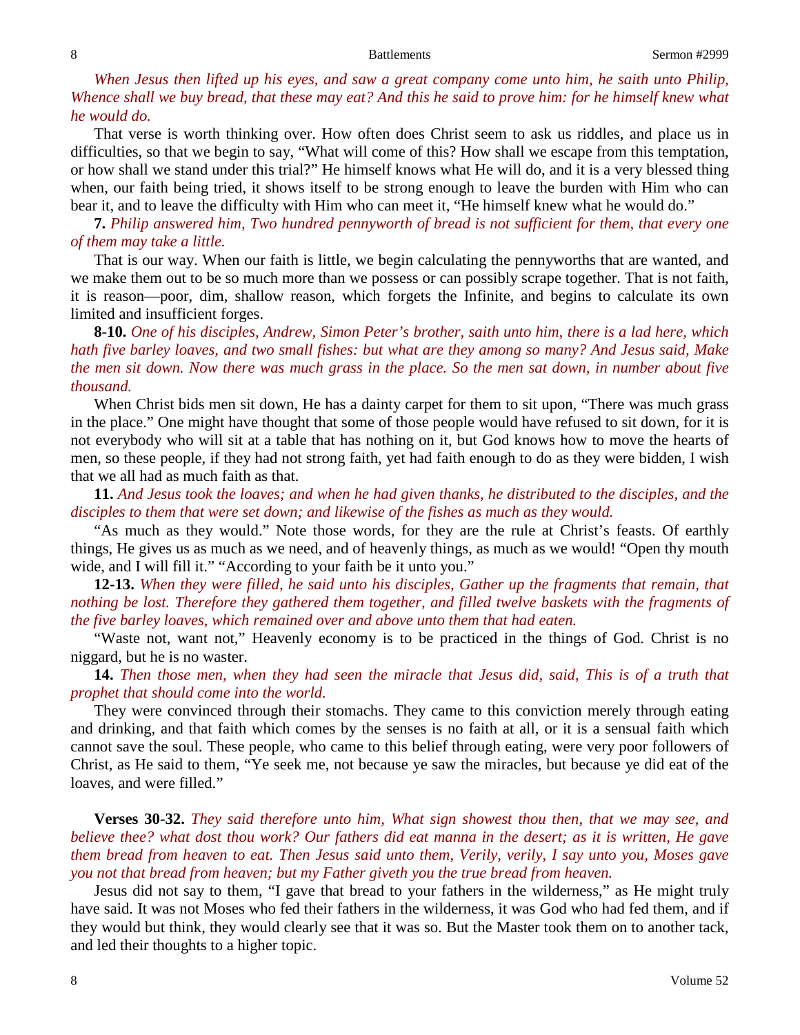*When Jesus then lifted up his eyes, and saw a great company come unto him, he saith unto Philip, Whence shall we buy bread, that these may eat? And this he said to prove him: for he himself knew what he would do.*

That verse is worth thinking over. How often does Christ seem to ask us riddles, and place us in difficulties, so that we begin to say, "What will come of this? How shall we escape from this temptation, or how shall we stand under this trial?" He himself knows what He will do, and it is a very blessed thing when, our faith being tried, it shows itself to be strong enough to leave the burden with Him who can bear it, and to leave the difficulty with Him who can meet it, "He himself knew what he would do."

**7.** *Philip answered him, Two hundred pennyworth of bread is not sufficient for them, that every one of them may take a little.*

That is our way. When our faith is little, we begin calculating the pennyworths that are wanted, and we make them out to be so much more than we possess or can possibly scrape together. That is not faith, it is reason—poor, dim, shallow reason, which forgets the Infinite, and begins to calculate its own limited and insufficient forges.

**8-10.** *One of his disciples, Andrew, Simon Peter's brother, saith unto him, there is a lad here, which hath five barley loaves, and two small fishes: but what are they among so many? And Jesus said, Make the men sit down. Now there was much grass in the place. So the men sat down, in number about five thousand.*

When Christ bids men sit down, He has a dainty carpet for them to sit upon, "There was much grass in the place." One might have thought that some of those people would have refused to sit down, for it is not everybody who will sit at a table that has nothing on it, but God knows how to move the hearts of men, so these people, if they had not strong faith, yet had faith enough to do as they were bidden, I wish that we all had as much faith as that.

**11.** *And Jesus took the loaves; and when he had given thanks, he distributed to the disciples, and the disciples to them that were set down; and likewise of the fishes as much as they would.*

"As much as they would." Note those words, for they are the rule at Christ's feasts. Of earthly things, He gives us as much as we need, and of heavenly things, as much as we would! "Open thy mouth wide, and I will fill it." "According to your faith be it unto you."

**12-13.** *When they were filled, he said unto his disciples, Gather up the fragments that remain, that nothing be lost. Therefore they gathered them together, and filled twelve baskets with the fragments of the five barley loaves, which remained over and above unto them that had eaten.*

"Waste not, want not," Heavenly economy is to be practiced in the things of God. Christ is no niggard, but he is no waster.

**14.** *Then those men, when they had seen the miracle that Jesus did, said, This is of a truth that prophet that should come into the world.*

They were convinced through their stomachs. They came to this conviction merely through eating and drinking, and that faith which comes by the senses is no faith at all, or it is a sensual faith which cannot save the soul. These people, who came to this belief through eating, were very poor followers of Christ, as He said to them, "Ye seek me, not because ye saw the miracles, but because ye did eat of the loaves, and were filled."

**Verses 30-32.** *They said therefore unto him, What sign showest thou then, that we may see, and believe thee? what dost thou work? Our fathers did eat manna in the desert; as it is written, He gave them bread from heaven to eat. Then Jesus said unto them, Verily, verily, I say unto you, Moses gave you not that bread from heaven; but my Father giveth you the true bread from heaven.*

Jesus did not say to them, "I gave that bread to your fathers in the wilderness," as He might truly have said. It was not Moses who fed their fathers in the wilderness, it was God who had fed them, and if they would but think, they would clearly see that it was so. But the Master took them on to another tack, and led their thoughts to a higher topic.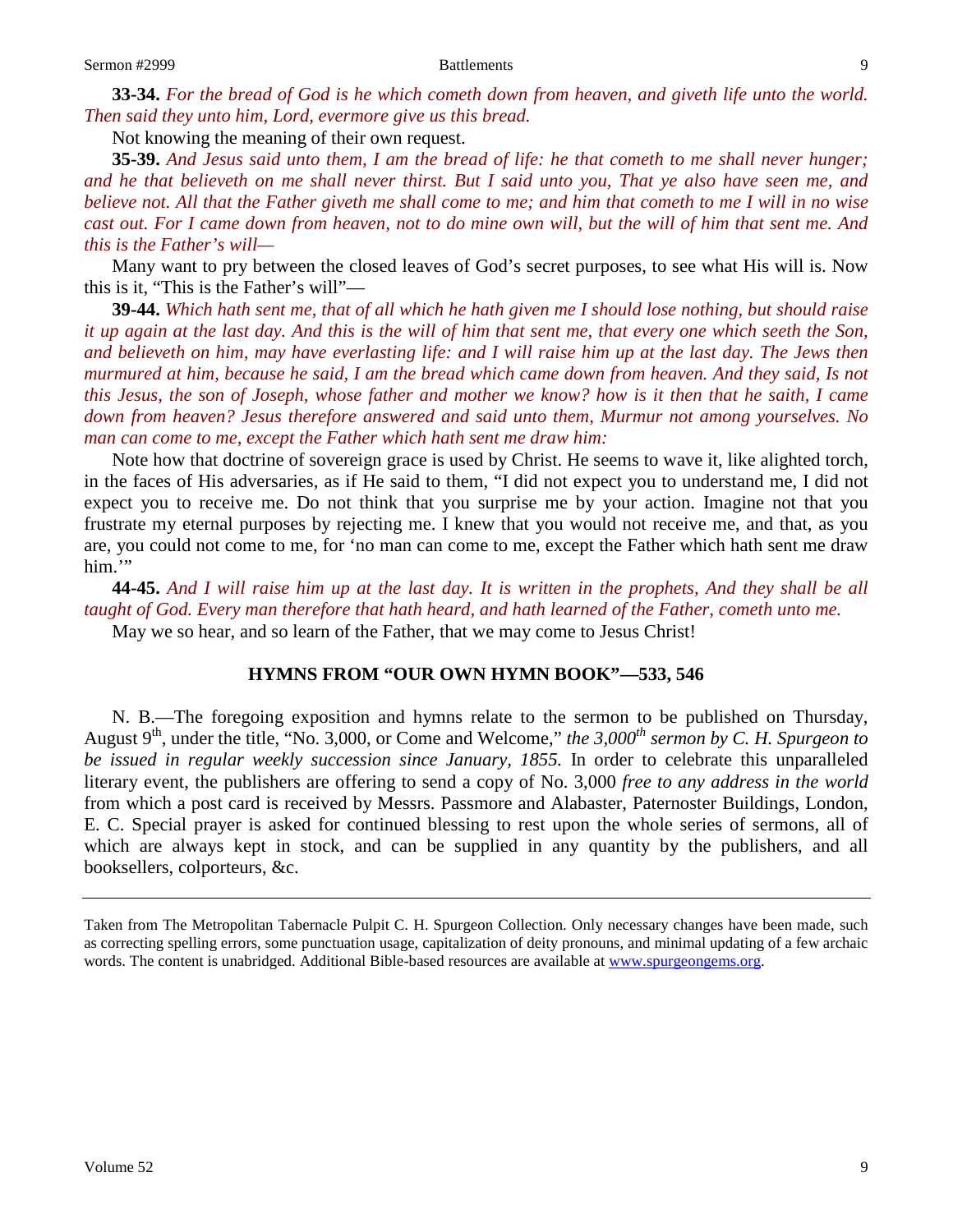**33-34.** *For the bread of God is he which cometh down from heaven, and giveth life unto the world. Then said they unto him, Lord, evermore give us this bread.*

Not knowing the meaning of their own request.

**35-39.** *And Jesus said unto them, I am the bread of life: he that cometh to me shall never hunger; and he that believeth on me shall never thirst. But I said unto you, That ye also have seen me, and believe not. All that the Father giveth me shall come to me; and him that cometh to me I will in no wise cast out. For I came down from heaven, not to do mine own will, but the will of him that sent me. And this is the Father's will—*

Many want to pry between the closed leaves of God's secret purposes, to see what His will is. Now this is it, "This is the Father's will"—

**39-44.** *Which hath sent me, that of all which he hath given me I should lose nothing, but should raise it up again at the last day. And this is the will of him that sent me, that every one which seeth the Son, and believeth on him, may have everlasting life: and I will raise him up at the last day. The Jews then murmured at him, because he said, I am the bread which came down from heaven. And they said, Is not this Jesus, the son of Joseph, whose father and mother we know? how is it then that he saith, I came down from heaven? Jesus therefore answered and said unto them, Murmur not among yourselves. No man can come to me, except the Father which hath sent me draw him:*

Note how that doctrine of sovereign grace is used by Christ. He seems to wave it, like alighted torch, in the faces of His adversaries, as if He said to them, "I did not expect you to understand me, I did not expect you to receive me. Do not think that you surprise me by your action. Imagine not that you frustrate my eternal purposes by rejecting me. I knew that you would not receive me, and that, as you are, you could not come to me, for 'no man can come to me, except the Father which hath sent me draw him.'"

**44-45.** *And I will raise him up at the last day. It is written in the prophets, And they shall be all taught of God. Every man therefore that hath heard, and hath learned of the Father, cometh unto me.*

May we so hear, and so learn of the Father, that we may come to Jesus Christ!

## HYMNS FROM "OUR OWN HYMN BOOK"—533, 546

N. B.—The foregoing exposition and hymns relate to the sermon to be published on Thursday, August 9th, under the title, "No. 3,000, or Come and Welcome," *the 3,000th sermon by C. H. Spurgeon to be issued in regular weekly succession since January, 1855.* In order to celebrate this unparalleled literary event, the publishers are offering to send a copy of No. 3,000 *free to any address in the world* from which a post card is received by Messrs. Passmore and Alabaster, Paternoster Buildings, London, E. C. Special prayer is asked for continued blessing to rest upon the whole series of sermons, all of which are always kept in stock, and can be supplied in any quantity by the publishers, and all booksellers, colporteurs, &c.

---

Taken from The Metropolitan Tabernacle Pulpit C. H. Spurgeon Collection. Only necessary changes have been made, such as correcting spelling errors, some punctuation usage, capitalization of deity pronouns, and minimal updating of a few archaic words. The content is unabridged. Additional Bible-based resources are available at www.spurgeongems.org.